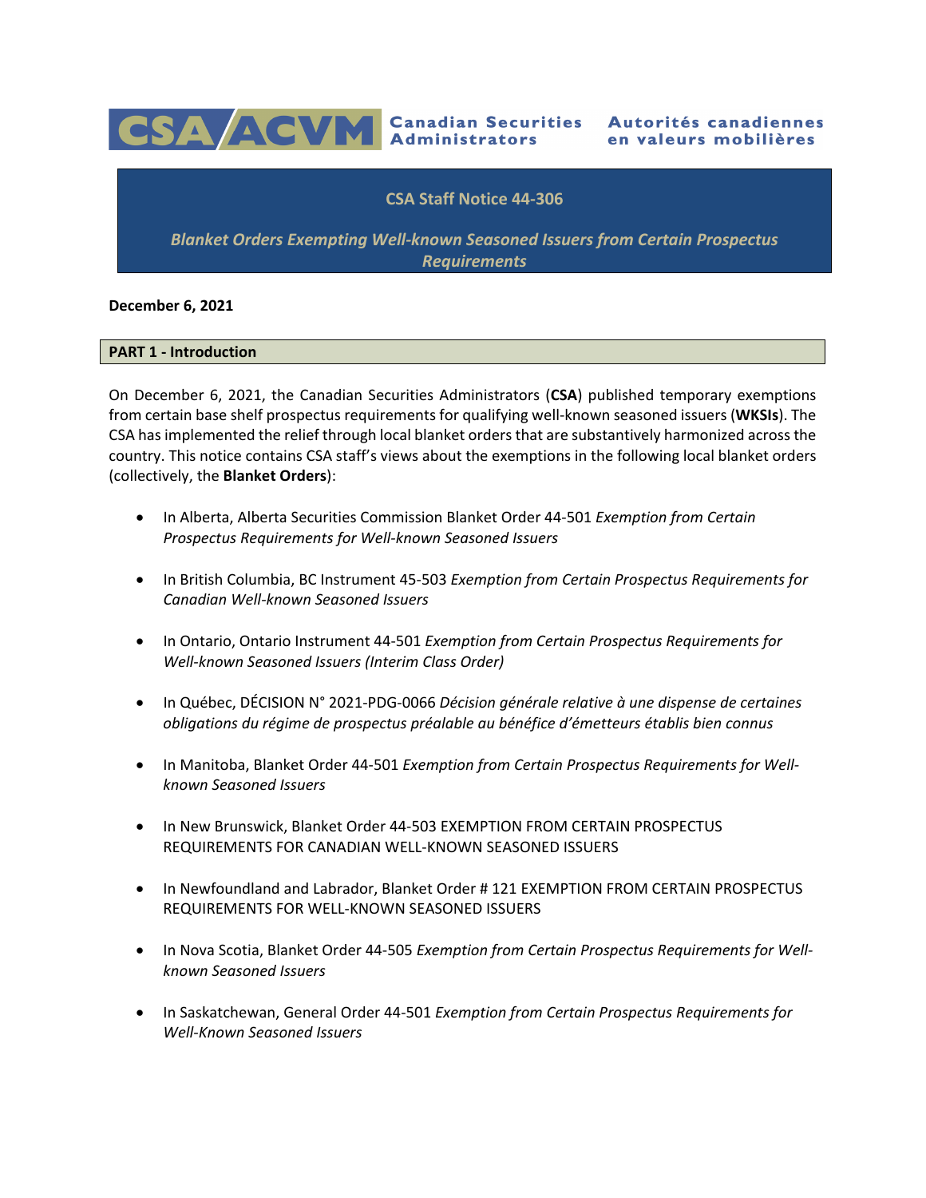**CSA/ACVM** Canadian Securities Administrators / Autorités canadiennes en valeurs mobilières

# CSA Staff Notice 44-306

## *Blanket Orders Exempting Well-known Seasoned Issuers from Certain Prospectus Requirements*

**December 6, 2021**

## PART 1 - Introduction

On December 6, 2021, the Canadian Securities Administrators (**CSA**) published temporary exemptions from certain base shelf prospectus requirements for qualifying well-known seasoned issuers (**WKSIs**). The CSA has implemented the relief through local blanket orders that are substantively harmonized across the country. This notice contains CSA staff's views about the exemptions in the following local blanket orders (collectively, the **Blanket Orders**):

- In Alberta, Alberta Securities Commission Blanket Order 44-501 *Exemption from Certain Prospectus Requirements for Well-known Seasoned Issuers*
- In British Columbia, BC Instrument 45-503 *Exemption from Certain Prospectus Requirements for Canadian Well-known Seasoned Issuers*
- In Ontario, Ontario Instrument 44-501 *Exemption from Certain Prospectus Requirements for Well-known Seasoned Issuers (Interim Class Order)*
- In Québec, DÉCISION N° 2021-PDG-0066 *Décision générale relative à une dispense de certaines obligations du régime de prospectus préalable au bénéfice d'émetteurs établis bien connus*
- In Manitoba, Blanket Order 44-501 *Exemption from Certain Prospectus Requirements for Well-known Seasoned Issuers*
- In New Brunswick, Blanket Order 44-503 EXEMPTION FROM CERTAIN PROSPECTUS REQUIREMENTS FOR CANADIAN WELL-KNOWN SEASONED ISSUERS
- In Newfoundland and Labrador, Blanket Order # 121 EXEMPTION FROM CERTAIN PROSPECTUS REQUIREMENTS FOR WELL-KNOWN SEASONED ISSUERS
- In Nova Scotia, Blanket Order 44-505 *Exemption from Certain Prospectus Requirements for Well-known Seasoned Issuers*
- In Saskatchewan, General Order 44-501 *Exemption from Certain Prospectus Requirements for Well-Known Seasoned Issuers*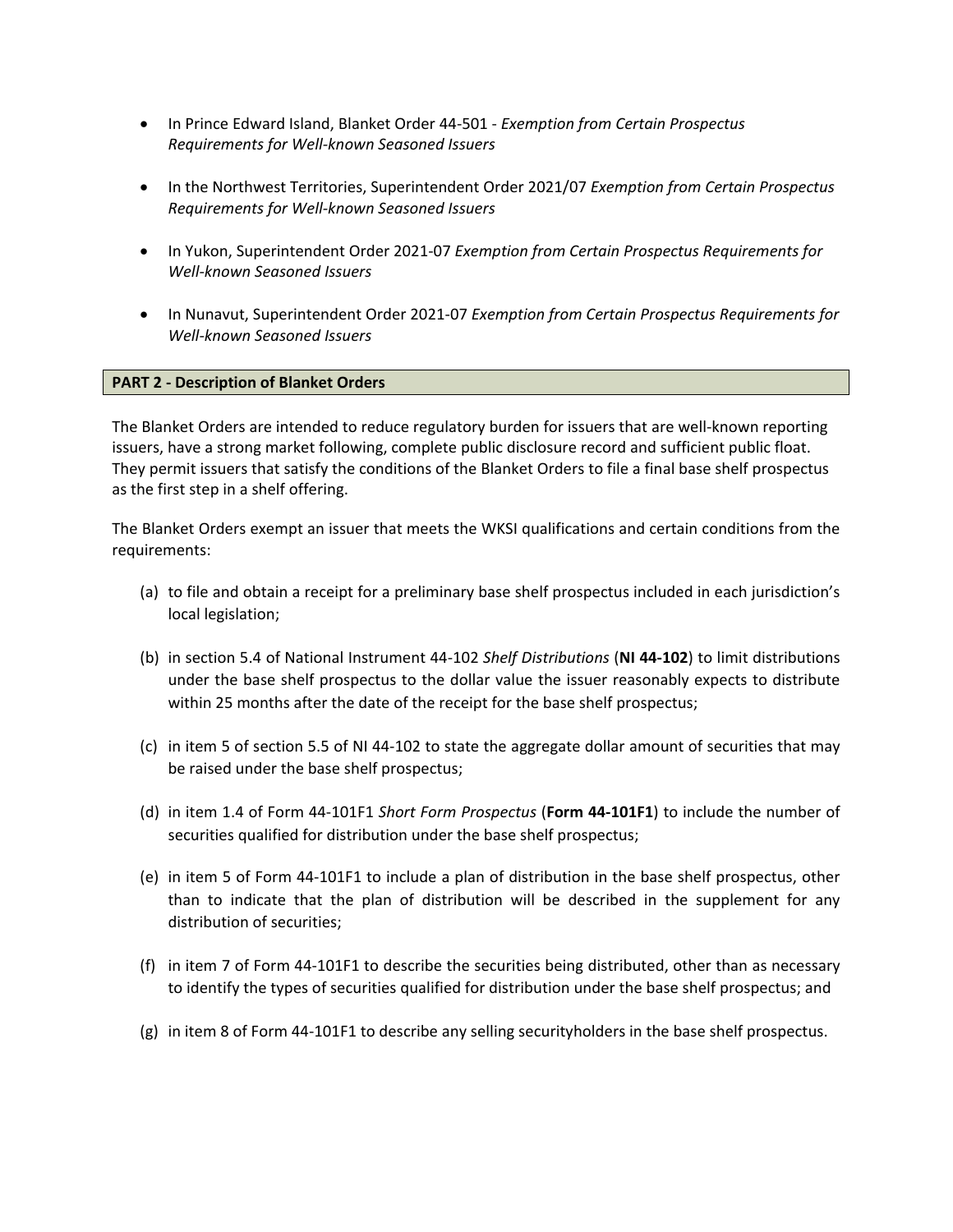- In Prince Edward Island, Blanket Order 44-501 - *Exemption from Certain Prospectus Requirements for Well-known Seasoned Issuers*

- In the Northwest Territories, Superintendent Order 2021/07 *Exemption from Certain Prospectus Requirements for Well-known Seasoned Issuers*

- In Yukon, Superintendent Order 2021-07 *Exemption from Certain Prospectus Requirements for Well-known Seasoned Issuers*

- In Nunavut, Superintendent Order 2021-07 *Exemption from Certain Prospectus Requirements for Well-known Seasoned Issuers*

## PART 2 - Description of Blanket Orders

The Blanket Orders are intended to reduce regulatory burden for issuers that are well-known reporting issuers, have a strong market following, complete public disclosure record and sufficient public float. They permit issuers that satisfy the conditions of the Blanket Orders to file a final base shelf prospectus as the first step in a shelf offering.

The Blanket Orders exempt an issuer that meets the WKSI qualifications and certain conditions from the requirements:

(a) to file and obtain a receipt for a preliminary base shelf prospectus included in each jurisdiction's local legislation;

(b) in section 5.4 of National Instrument 44-102 *Shelf Distributions* (**NI 44-102**) to limit distributions under the base shelf prospectus to the dollar value the issuer reasonably expects to distribute within 25 months after the date of the receipt for the base shelf prospectus;

(c) in item 5 of section 5.5 of NI 44-102 to state the aggregate dollar amount of securities that may be raised under the base shelf prospectus;

(d) in item 1.4 of Form 44-101F1 *Short Form Prospectus* (**Form 44-101F1**) to include the number of securities qualified for distribution under the base shelf prospectus;

(e) in item 5 of Form 44-101F1 to include a plan of distribution in the base shelf prospectus, other than to indicate that the plan of distribution will be described in the supplement for any distribution of securities;

(f) in item 7 of Form 44-101F1 to describe the securities being distributed, other than as necessary to identify the types of securities qualified for distribution under the base shelf prospectus; and

(g) in item 8 of Form 44-101F1 to describe any selling securityholders in the base shelf prospectus.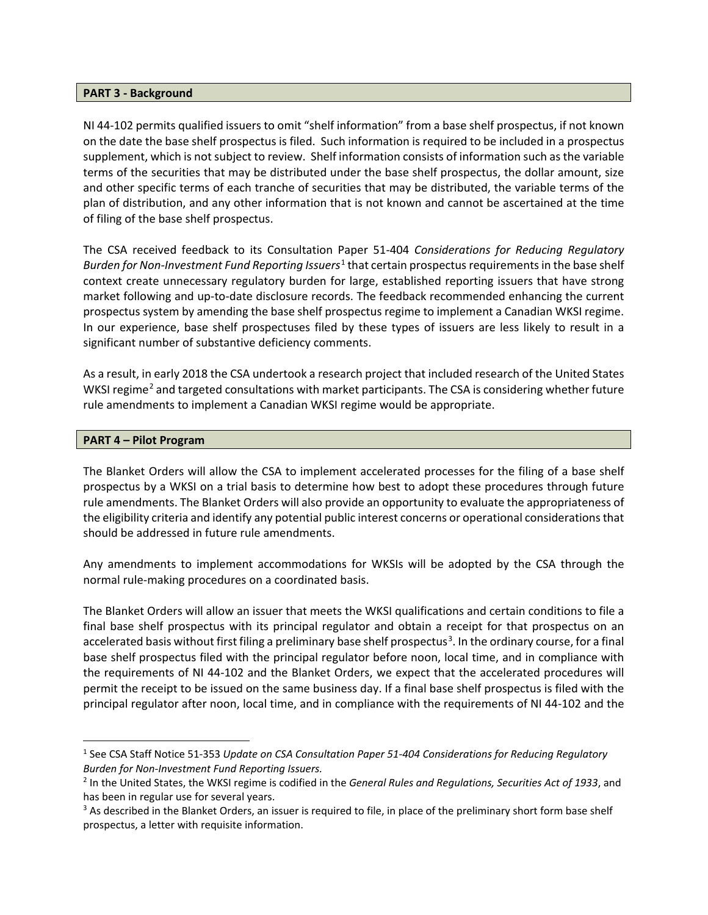## PART 3 - Background

NI 44-102 permits qualified issuers to omit "shelf information" from a base shelf prospectus, if not known on the date the base shelf prospectus is filed. Such information is required to be included in a prospectus supplement, which is not subject to review. Shelf information consists of information such as the variable terms of the securities that may be distributed under the base shelf prospectus, the dollar amount, size and other specific terms of each tranche of securities that may be distributed, the variable terms of the plan of distribution, and any other information that is not known and cannot be ascertained at the time of filing of the base shelf prospectus.

The CSA received feedback to its Consultation Paper 51-404 *Considerations for Reducing Regulatory Burden for Non-Investment Fund Reporting Issuers*[1] that certain prospectus requirements in the base shelf context create unnecessary regulatory burden for large, established reporting issuers that have strong market following and up-to-date disclosure records. The feedback recommended enhancing the current prospectus system by amending the base shelf prospectus regime to implement a Canadian WKSI regime. In our experience, base shelf prospectuses filed by these types of issuers are less likely to result in a significant number of substantive deficiency comments.

As a result, in early 2018 the CSA undertook a research project that included research of the United States WKSI regime[2] and targeted consultations with market participants. The CSA is considering whether future rule amendments to implement a Canadian WKSI regime would be appropriate.

## PART 4 – Pilot Program

The Blanket Orders will allow the CSA to implement accelerated processes for the filing of a base shelf prospectus by a WKSI on a trial basis to determine how best to adopt these procedures through future rule amendments. The Blanket Orders will also provide an opportunity to evaluate the appropriateness of the eligibility criteria and identify any potential public interest concerns or operational considerations that should be addressed in future rule amendments.

Any amendments to implement accommodations for WKSIs will be adopted by the CSA through the normal rule-making procedures on a coordinated basis.

The Blanket Orders will allow an issuer that meets the WKSI qualifications and certain conditions to file a final base shelf prospectus with its principal regulator and obtain a receipt for that prospectus on an accelerated basis without first filing a preliminary base shelf prospectus[3]. In the ordinary course, for a final base shelf prospectus filed with the principal regulator before noon, local time, and in compliance with the requirements of NI 44-102 and the Blanket Orders, we expect that the accelerated procedures will permit the receipt to be issued on the same business day. If a final base shelf prospectus is filed with the principal regulator after noon, local time, and in compliance with the requirements of NI 44-102 and the

---

[1] See CSA Staff Notice 51-353 *Update on CSA Consultation Paper 51-404 Considerations for Reducing Regulatory Burden for Non-Investment Fund Reporting Issuers.*

[2] In the United States, the WKSI regime is codified in the *General Rules and Regulations, Securities Act of 1933*, and has been in regular use for several years.

[3] As described in the Blanket Orders, an issuer is required to file, in place of the preliminary short form base shelf prospectus, a letter with requisite information.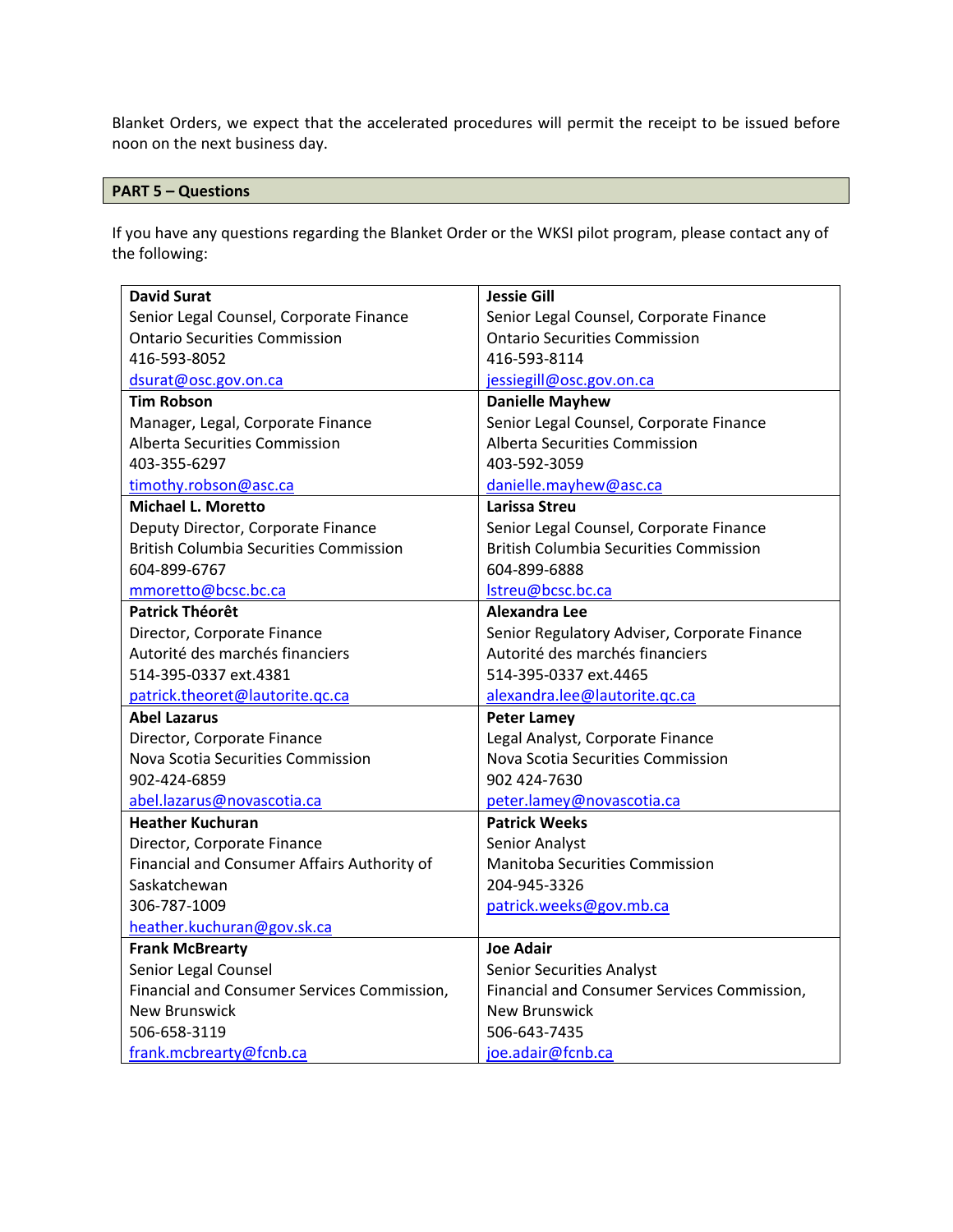Blanket Orders, we expect that the accelerated procedures will permit the receipt to be issued before noon on the next business day.

## PART 5 – Questions

If you have any questions regarding the Blanket Order or the WKSI pilot program, please contact any of the following:

| | |
|---|---|
| **David Surat**<br>Senior Legal Counsel, Corporate Finance<br>Ontario Securities Commission<br>416-593-8052<br>dsurat@osc.gov.on.ca | **Jessie Gill**<br>Senior Legal Counsel, Corporate Finance<br>Ontario Securities Commission<br>416-593-8114<br>jessiegill@osc.gov.on.ca |
| **Tim Robson**<br>Manager, Legal, Corporate Finance<br>Alberta Securities Commission<br>403-355-6297<br>timothy.robson@asc.ca | **Danielle Mayhew**<br>Senior Legal Counsel, Corporate Finance<br>Alberta Securities Commission<br>403-592-3059<br>danielle.mayhew@asc.ca |
| **Michael L. Moretto**<br>Deputy Director, Corporate Finance<br>British Columbia Securities Commission<br>604-899-6767<br>mmoretto@bcsc.bc.ca | **Larissa Streu**<br>Senior Legal Counsel, Corporate Finance<br>British Columbia Securities Commission<br>604-899-6888<br>lstreu@bcsc.bc.ca |
| **Patrick Théorêt**<br>Director, Corporate Finance<br>Autorité des marchés financiers<br>514-395-0337 ext.4381<br>patrick.theoret@lautorite.qc.ca | **Alexandra Lee**<br>Senior Regulatory Adviser, Corporate Finance<br>Autorité des marchés financiers<br>514-395-0337 ext.4465<br>alexandra.lee@lautorite.qc.ca |
| **Abel Lazarus**<br>Director, Corporate Finance<br>Nova Scotia Securities Commission<br>902-424-6859<br>abel.lazarus@novascotia.ca | **Peter Lamey**<br>Legal Analyst, Corporate Finance<br>Nova Scotia Securities Commission<br>902 424-7630<br>peter.lamey@novascotia.ca |
| **Heather Kuchuran**<br>Director, Corporate Finance<br>Financial and Consumer Affairs Authority of Saskatchewan<br>306-787-1009<br>heather.kuchuran@gov.sk.ca | **Patrick Weeks**<br>Senior Analyst<br>Manitoba Securities Commission<br>204-945-3326<br>patrick.weeks@gov.mb.ca |
| **Frank McBrearty**<br>Senior Legal Counsel<br>Financial and Consumer Services Commission, New Brunswick<br>506-658-3119<br>frank.mcbrearty@fcnb.ca | **Joe Adair**<br>Senior Securities Analyst<br>Financial and Consumer Services Commission, New Brunswick<br>506-643-7435<br>joe.adair@fcnb.ca |